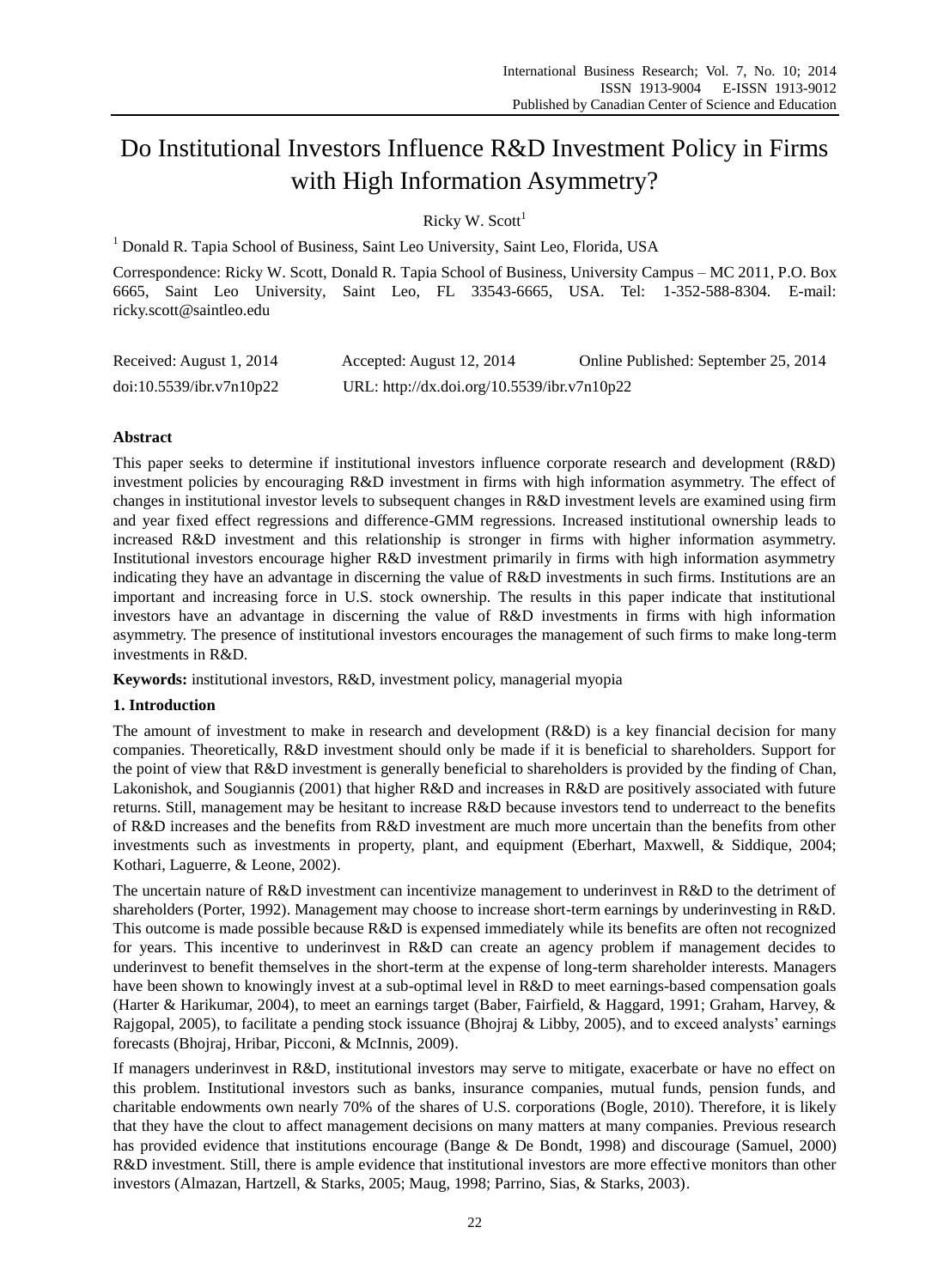# Do Institutional Investors Influence R&D Investment Policy in Firms with High Information Asymmetry?

Ricky W. Scott[1]

[1] Donald R. Tapia School of Business, Saint Leo University, Saint Leo, Florida, USA

Correspondence: Ricky W. Scott, Donald R. Tapia School of Business, University Campus – MC 2011, P.O. Box 6665, Saint Leo University, Saint Leo, FL 33543-6665, USA. Tel: 1-352-588-8304. E-mail: ricky.scott@saintleo.edu

Received: August 1, 2014 Accepted: August 12, 2014 Online Published: September 25, 2014

doi:10.5539/ibr.v7n10p22 URL: http://dx.doi.org/10.5539/ibr.v7n10p22

## Abstract

This paper seeks to determine if institutional investors influence corporate research and development (R&D) investment policies by encouraging R&D investment in firms with high information asymmetry. The effect of changes in institutional investor levels to subsequent changes in R&D investment levels are examined using firm and year fixed effect regressions and difference-GMM regressions. Increased institutional ownership leads to increased R&D investment and this relationship is stronger in firms with higher information asymmetry. Institutional investors encourage higher R&D investment primarily in firms with high information asymmetry indicating they have an advantage in discerning the value of R&D investments in such firms. Institutions are an important and increasing force in U.S. stock ownership. The results in this paper indicate that institutional investors have an advantage in discerning the value of R&D investments in firms with high information asymmetry. The presence of institutional investors encourages the management of such firms to make long-term investments in R&D.

**Keywords:** institutional investors, R&D, investment policy, managerial myopia

## 1. Introduction

The amount of investment to make in research and development (R&D) is a key financial decision for many companies. Theoretically, R&D investment should only be made if it is beneficial to shareholders. Support for the point of view that R&D investment is generally beneficial to shareholders is provided by the finding of Chan, Lakonishok, and Sougiannis (2001) that higher R&D and increases in R&D are positively associated with future returns. Still, management may be hesitant to increase R&D because investors tend to underreact to the benefits of R&D increases and the benefits from R&D investment are much more uncertain than the benefits from other investments such as investments in property, plant, and equipment (Eberhart, Maxwell, & Siddique, 2004; Kothari, Laguerre, & Leone, 2002).

The uncertain nature of R&D investment can incentivize management to underinvest in R&D to the detriment of shareholders (Porter, 1992). Management may choose to increase short-term earnings by underinvesting in R&D. This outcome is made possible because R&D is expensed immediately while its benefits are often not recognized for years. This incentive to underinvest in R&D can create an agency problem if management decides to underinvest to benefit themselves in the short-term at the expense of long-term shareholder interests. Managers have been shown to knowingly invest at a sub-optimal level in R&D to meet earnings-based compensation goals (Harter & Harikumar, 2004), to meet an earnings target (Baber, Fairfield, & Haggard, 1991; Graham, Harvey, & Rajgopal, 2005), to facilitate a pending stock issuance (Bhojraj & Libby, 2005), and to exceed analysts' earnings forecasts (Bhojraj, Hribar, Picconi, & McInnis, 2009).

If managers underinvest in R&D, institutional investors may serve to mitigate, exacerbate or have no effect on this problem. Institutional investors such as banks, insurance companies, mutual funds, pension funds, and charitable endowments own nearly 70% of the shares of U.S. corporations (Bogle, 2010). Therefore, it is likely that they have the clout to affect management decisions on many matters at many companies. Previous research has provided evidence that institutions encourage (Bange & De Bondt, 1998) and discourage (Samuel, 2000) R&D investment. Still, there is ample evidence that institutional investors are more effective monitors than other investors (Almazan, Hartzell, & Starks, 2005; Maug, 1998; Parrino, Sias, & Starks, 2003).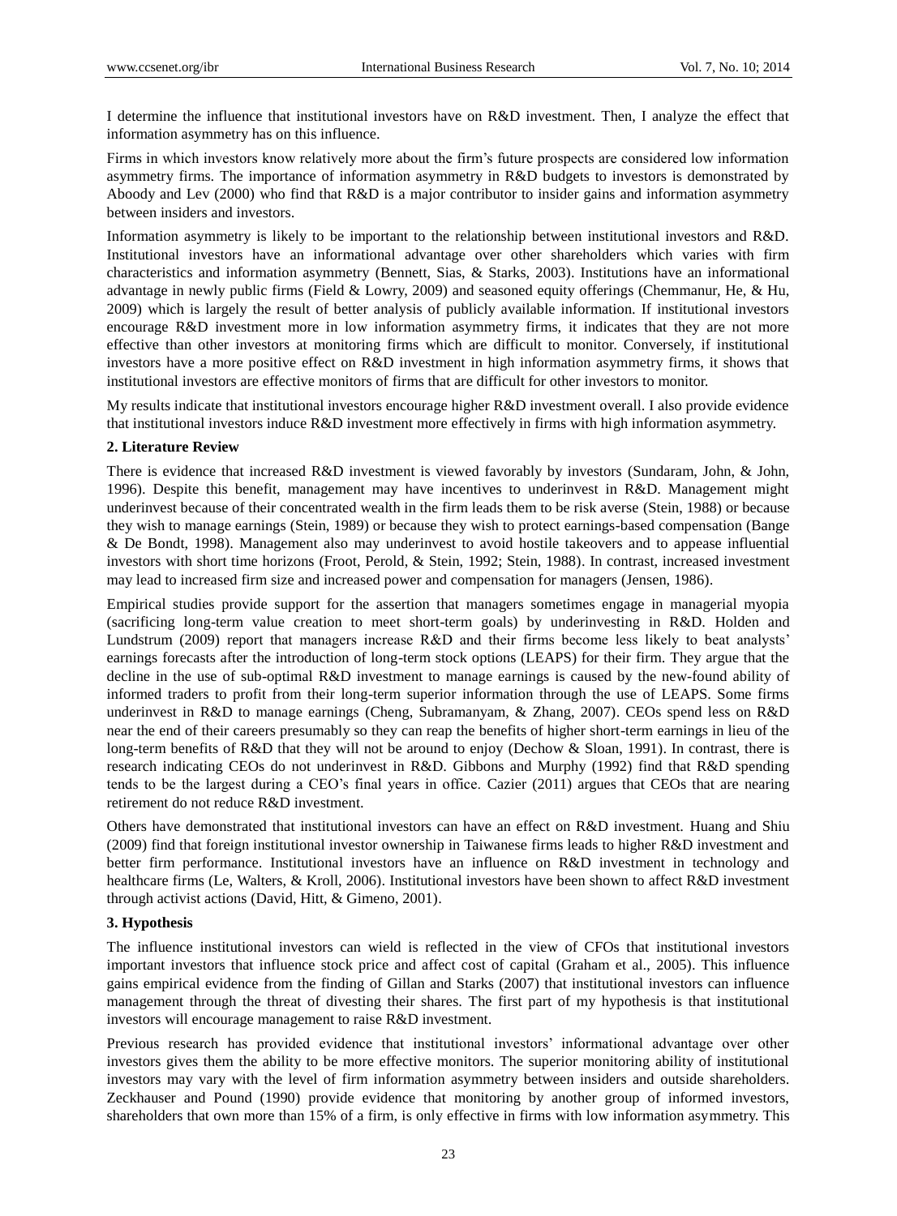I determine the influence that institutional investors have on R&D investment. Then, I analyze the effect that information asymmetry has on this influence.

Firms in which investors know relatively more about the firm's future prospects are considered low information asymmetry firms. The importance of information asymmetry in R&D budgets to investors is demonstrated by Aboody and Lev (2000) who find that R&D is a major contributor to insider gains and information asymmetry between insiders and investors.

Information asymmetry is likely to be important to the relationship between institutional investors and R&D. Institutional investors have an informational advantage over other shareholders which varies with firm characteristics and information asymmetry (Bennett, Sias, & Starks, 2003). Institutions have an informational advantage in newly public firms (Field & Lowry, 2009) and seasoned equity offerings (Chemmanur, He, & Hu, 2009) which is largely the result of better analysis of publicly available information. If institutional investors encourage R&D investment more in low information asymmetry firms, it indicates that they are not more effective than other investors at monitoring firms which are difficult to monitor. Conversely, if institutional investors have a more positive effect on R&D investment in high information asymmetry firms, it shows that institutional investors are effective monitors of firms that are difficult for other investors to monitor.

My results indicate that institutional investors encourage higher R&D investment overall. I also provide evidence that institutional investors induce R&D investment more effectively in firms with high information asymmetry.

## 2. Literature Review

There is evidence that increased R&D investment is viewed favorably by investors (Sundaram, John, & John, 1996). Despite this benefit, management may have incentives to underinvest in R&D. Management might underinvest because of their concentrated wealth in the firm leads them to be risk averse (Stein, 1988) or because they wish to manage earnings (Stein, 1989) or because they wish to protect earnings-based compensation (Bange & De Bondt, 1998). Management also may underinvest to avoid hostile takeovers and to appease influential investors with short time horizons (Froot, Perold, & Stein, 1992; Stein, 1988). In contrast, increased investment may lead to increased firm size and increased power and compensation for managers (Jensen, 1986).

Empirical studies provide support for the assertion that managers sometimes engage in managerial myopia (sacrificing long-term value creation to meet short-term goals) by underinvesting in R&D. Holden and Lundstrum (2009) report that managers increase R&D and their firms become less likely to beat analysts' earnings forecasts after the introduction of long-term stock options (LEAPS) for their firm. They argue that the decline in the use of sub-optimal R&D investment to manage earnings is caused by the new-found ability of informed traders to profit from their long-term superior information through the use of LEAPS. Some firms underinvest in R&D to manage earnings (Cheng, Subramanyam, & Zhang, 2007). CEOs spend less on R&D near the end of their careers presumably so they can reap the benefits of higher short-term earnings in lieu of the long-term benefits of R&D that they will not be around to enjoy (Dechow & Sloan, 1991). In contrast, there is research indicating CEOs do not underinvest in R&D. Gibbons and Murphy (1992) find that R&D spending tends to be the largest during a CEO's final years in office. Cazier (2011) argues that CEOs that are nearing retirement do not reduce R&D investment.

Others have demonstrated that institutional investors can have an effect on R&D investment. Huang and Shiu (2009) find that foreign institutional investor ownership in Taiwanese firms leads to higher R&D investment and better firm performance. Institutional investors have an influence on R&D investment in technology and healthcare firms (Le, Walters, & Kroll, 2006). Institutional investors have been shown to affect R&D investment through activist actions (David, Hitt, & Gimeno, 2001).

## 3. Hypothesis

The influence institutional investors can wield is reflected in the view of CFOs that institutional investors important investors that influence stock price and affect cost of capital (Graham et al., 2005). This influence gains empirical evidence from the finding of Gillan and Starks (2007) that institutional investors can influence management through the threat of divesting their shares. The first part of my hypothesis is that institutional investors will encourage management to raise R&D investment.

Previous research has provided evidence that institutional investors' informational advantage over other investors gives them the ability to be more effective monitors. The superior monitoring ability of institutional investors may vary with the level of firm information asymmetry between insiders and outside shareholders. Zeckhauser and Pound (1990) provide evidence that monitoring by another group of informed investors, shareholders that own more than 15% of a firm, is only effective in firms with low information asymmetry. This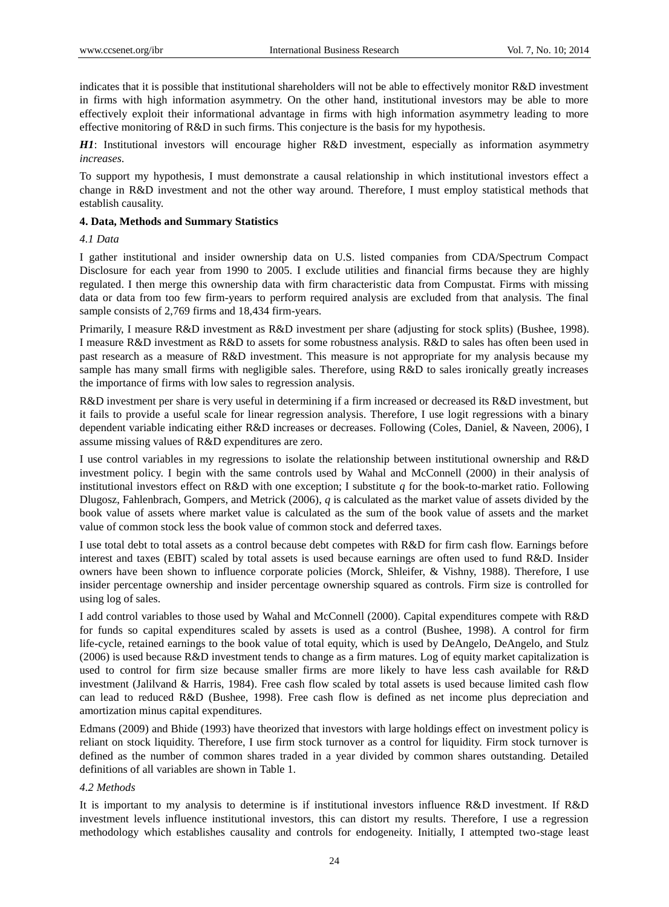indicates that it is possible that institutional shareholders will not be able to effectively monitor R&D investment in firms with high information asymmetry. On the other hand, institutional investors may be able to more effectively exploit their informational advantage in firms with high information asymmetry leading to more effective monitoring of R&D in such firms. This conjecture is the basis for my hypothesis.

***H1***: Institutional investors will encourage higher R&D investment, especially as information asymmetry *increases*.

To support my hypothesis, I must demonstrate a causal relationship in which institutional investors effect a change in R&D investment and not the other way around. Therefore, I must employ statistical methods that establish causality.

## 4. Data, Methods and Summary Statistics

### *4.1 Data*

I gather institutional and insider ownership data on U.S. listed companies from CDA/Spectrum Compact Disclosure for each year from 1990 to 2005. I exclude utilities and financial firms because they are highly regulated. I then merge this ownership data with firm characteristic data from Compustat. Firms with missing data or data from too few firm-years to perform required analysis are excluded from that analysis. The final sample consists of 2,769 firms and 18,434 firm-years.

Primarily, I measure R&D investment as R&D investment per share (adjusting for stock splits) (Bushee, 1998). I measure R&D investment as R&D to assets for some robustness analysis. R&D to sales has often been used in past research as a measure of R&D investment. This measure is not appropriate for my analysis because my sample has many small firms with negligible sales. Therefore, using R&D to sales ironically greatly increases the importance of firms with low sales to regression analysis.

R&D investment per share is very useful in determining if a firm increased or decreased its R&D investment, but it fails to provide a useful scale for linear regression analysis. Therefore, I use logit regressions with a binary dependent variable indicating either R&D increases or decreases. Following (Coles, Daniel, & Naveen, 2006), I assume missing values of R&D expenditures are zero.

I use control variables in my regressions to isolate the relationship between institutional ownership and R&D investment policy. I begin with the same controls used by Wahal and McConnell (2000) in their analysis of institutional investors effect on R&D with one exception; I substitute $q$ for the book-to-market ratio. Following Dlugosz, Fahlenbrach, Gompers, and Metrick (2006), $q$ is calculated as the market value of assets divided by the book value of assets where market value is calculated as the sum of the book value of assets and the market value of common stock less the book value of common stock and deferred taxes.

I use total debt to total assets as a control because debt competes with R&D for firm cash flow. Earnings before interest and taxes (EBIT) scaled by total assets is used because earnings are often used to fund R&D. Insider owners have been shown to influence corporate policies (Morck, Shleifer, & Vishny, 1988). Therefore, I use insider percentage ownership and insider percentage ownership squared as controls. Firm size is controlled for using log of sales.

I add control variables to those used by Wahal and McConnell (2000). Capital expenditures compete with R&D for funds so capital expenditures scaled by assets is used as a control (Bushee, 1998). A control for firm life-cycle, retained earnings to the book value of total equity, which is used by DeAngelo, DeAngelo, and Stulz (2006) is used because R&D investment tends to change as a firm matures. Log of equity market capitalization is used to control for firm size because smaller firms are more likely to have less cash available for R&D investment (Jalilvand & Harris, 1984). Free cash flow scaled by total assets is used because limited cash flow can lead to reduced R&D (Bushee, 1998). Free cash flow is defined as net income plus depreciation and amortization minus capital expenditures.

Edmans (2009) and Bhide (1993) have theorized that investors with large holdings effect on investment policy is reliant on stock liquidity. Therefore, I use firm stock turnover as a control for liquidity. Firm stock turnover is defined as the number of common shares traded in a year divided by common shares outstanding. Detailed definitions of all variables are shown in Table 1.

### *4.2 Methods*

It is important to my analysis to determine is if institutional investors influence R&D investment. If R&D investment levels influence institutional investors, this can distort my results. Therefore, I use a regression methodology which establishes causality and controls for endogeneity. Initially, I attempted two-stage least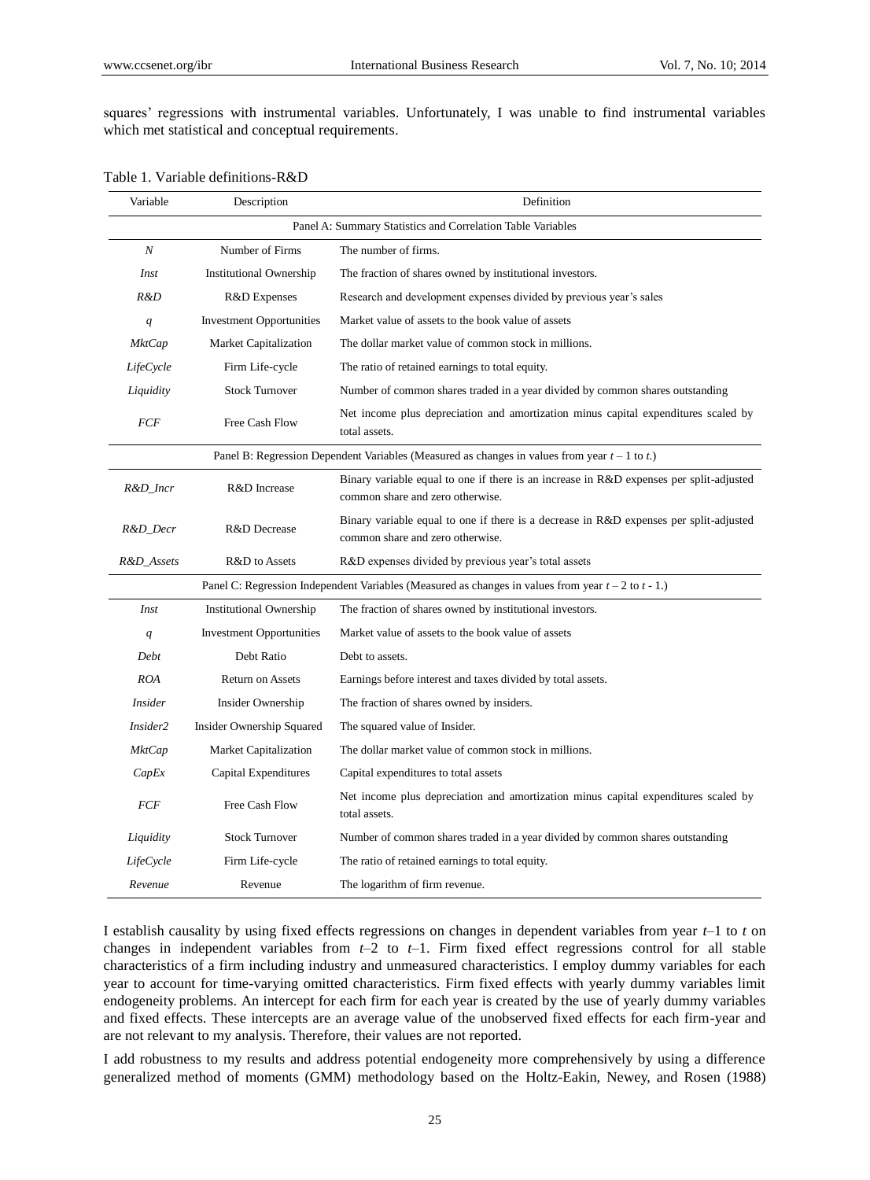squares' regressions with instrumental variables. Unfortunately, I was unable to find instrumental variables which met statistical and conceptual requirements.

Table 1. Variable definitions-R&D

| Variable | Description | Definition |
|---|---|---|
| Panel A: Summary Statistics and Correlation Table Variables | | |
| *N* | Number of Firms | The number of firms. |
| *Inst* | Institutional Ownership | The fraction of shares owned by institutional investors. |
| *R&D* | R&D Expenses | Research and development expenses divided by previous year's sales |
| *q* | Investment Opportunities | Market value of assets to the book value of assets |
| *MktCap* | Market Capitalization | The dollar market value of common stock in millions. |
| *LifeCycle* | Firm Life-cycle | The ratio of retained earnings to total equity. |
| *Liquidity* | Stock Turnover | Number of common shares traded in a year divided by common shares outstanding |
| *FCF* | Free Cash Flow | Net income plus depreciation and amortization minus capital expenditures scaled by total assets. |
| Panel B: Regression Dependent Variables (Measured as changes in values from year $t-1$ to $t$.) | | |
| *R&D_Incr* | R&D Increase | Binary variable equal to one if there is an increase in R&D expenses per split-adjusted common share and zero otherwise. |
| *R&D_Decr* | R&D Decrease | Binary variable equal to one if there is a decrease in R&D expenses per split-adjusted common share and zero otherwise. |
| *R&D_Assets* | R&D to Assets | R&D expenses divided by previous year's total assets |
| Panel C: Regression Independent Variables (Measured as changes in values from year $t-2$ to $t-1$.) | | |
| *Inst* | Institutional Ownership | The fraction of shares owned by institutional investors. |
| *q* | Investment Opportunities | Market value of assets to the book value of assets |
| *Debt* | Debt Ratio | Debt to assets. |
| *ROA* | Return on Assets | Earnings before interest and taxes divided by total assets. |
| *Insider* | Insider Ownership | The fraction of shares owned by insiders. |
| *Insider2* | Insider Ownership Squared | The squared value of Insider. |
| *MktCap* | Market Capitalization | The dollar market value of common stock in millions. |
| *CapEx* | Capital Expenditures | Capital expenditures to total assets |
| *FCF* | Free Cash Flow | Net income plus depreciation and amortization minus capital expenditures scaled by total assets. |
| *Liquidity* | Stock Turnover | Number of common shares traded in a year divided by common shares outstanding |
| *LifeCycle* | Firm Life-cycle | The ratio of retained earnings to total equity. |
| *Revenue* | Revenue | The logarithm of firm revenue. |

I establish causality by using fixed effects regressions on changes in dependent variables from year $t-1$ to $t$ on changes in independent variables from $t-2$ to $t-1$. Firm fixed effect regressions control for all stable characteristics of a firm including industry and unmeasured characteristics. I employ dummy variables for each year to account for time-varying omitted characteristics. Firm fixed effects with yearly dummy variables limit endogeneity problems. An intercept for each firm for each year is created by the use of yearly dummy variables and fixed effects. These intercepts are an average value of the unobserved fixed effects for each firm-year and are not relevant to my analysis. Therefore, their values are not reported.

I add robustness to my results and address potential endogeneity more comprehensively by using a difference generalized method of moments (GMM) methodology based on the Holtz-Eakin, Newey, and Rosen (1988)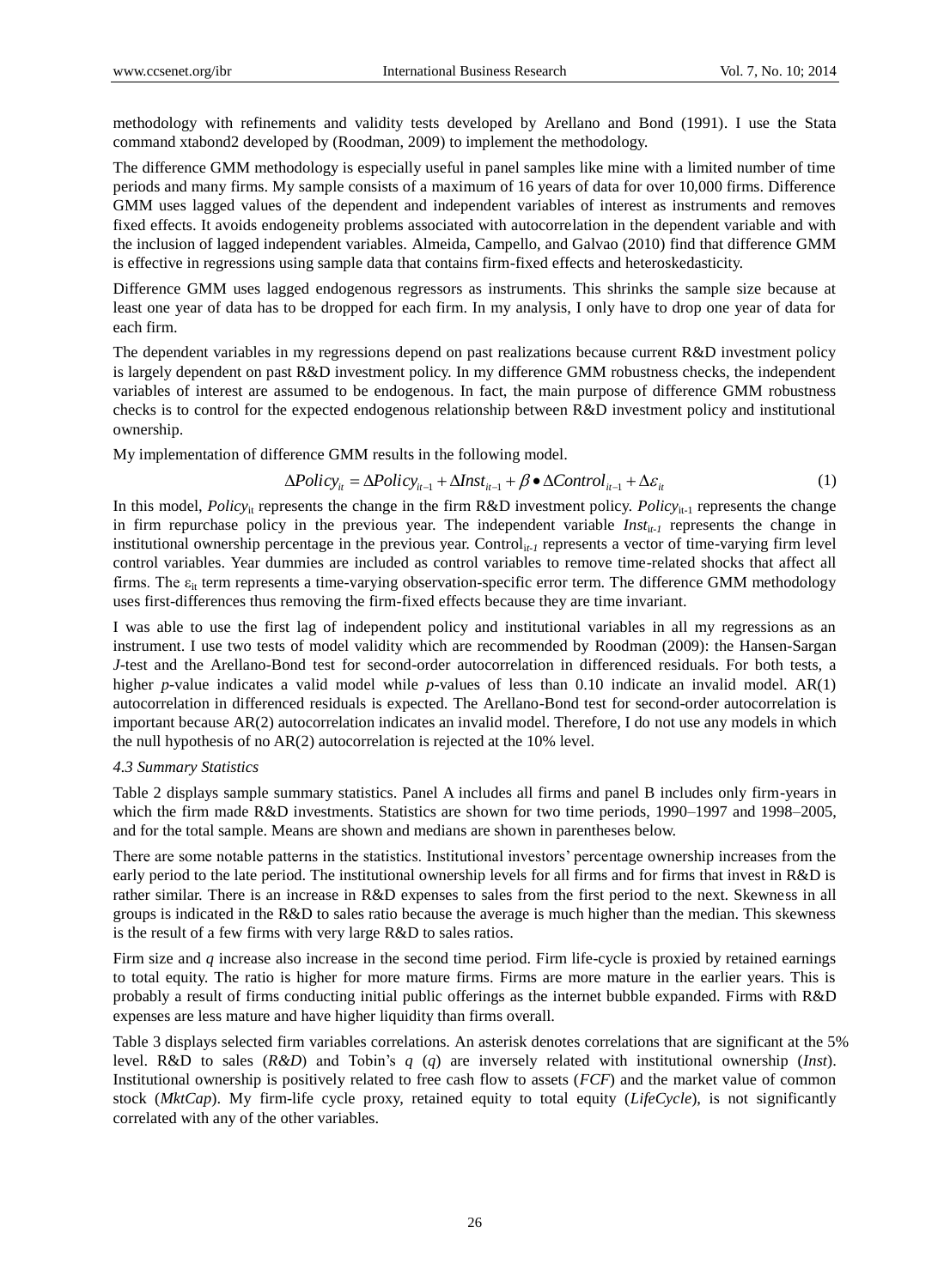methodology with refinements and validity tests developed by Arellano and Bond (1991). I use the Stata command xtabond2 developed by (Roodman, 2009) to implement the methodology.

The difference GMM methodology is especially useful in panel samples like mine with a limited number of time periods and many firms. My sample consists of a maximum of 16 years of data for over 10,000 firms. Difference GMM uses lagged values of the dependent and independent variables of interest as instruments and removes fixed effects. It avoids endogeneity problems associated with autocorrelation in the dependent variable and with the inclusion of lagged independent variables. Almeida, Campello, and Galvao (2010) find that difference GMM is effective in regressions using sample data that contains firm-fixed effects and heteroskedasticity.

Difference GMM uses lagged endogenous regressors as instruments. This shrinks the sample size because at least one year of data has to be dropped for each firm. In my analysis, I only have to drop one year of data for each firm.

The dependent variables in my regressions depend on past realizations because current R&D investment policy is largely dependent on past R&D investment policy. In my difference GMM robustness checks, the independent variables of interest are assumed to be endogenous. In fact, the main purpose of difference GMM robustness checks is to control for the expected endogenous relationship between R&D investment policy and institutional ownership.

My implementation of difference GMM results in the following model.

$$\Delta Policy_{it} = \Delta Policy_{it-1} + \Delta Inst_{it-1} + \beta \bullet \Delta Control_{it-1} + \Delta \varepsilon_{it} \tag{1}$$

In this model, $Policy_{it}$ represents the change in the firm R&D investment policy. $Policy_{it-1}$ represents the change in firm repurchase policy in the previous year. The independent variable $Inst_{it-1}$ represents the change in institutional ownership percentage in the previous year. $Control_{it-1}$ represents a vector of time-varying firm level control variables. Year dummies are included as control variables to remove time-related shocks that affect all firms. The $\varepsilon_{it}$ term represents a time-varying observation-specific error term. The difference GMM methodology uses first-differences thus removing the firm-fixed effects because they are time invariant.

I was able to use the first lag of independent policy and institutional variables in all my regressions as an instrument. I use two tests of model validity which are recommended by Roodman (2009): the Hansen-Sargan *J*-test and the Arellano-Bond test for second-order autocorrelation in differenced residuals. For both tests, a higher *p*-value indicates a valid model while *p*-values of less than 0.10 indicate an invalid model. AR(1) autocorrelation in differenced residuals is expected. The Arellano-Bond test for second-order autocorrelation is important because AR(2) autocorrelation indicates an invalid model. Therefore, I do not use any models in which the null hypothesis of no AR(2) autocorrelation is rejected at the 10% level.

### *4.3 Summary Statistics*

Table 2 displays sample summary statistics. Panel A includes all firms and panel B includes only firm-years in which the firm made R&D investments. Statistics are shown for two time periods, 1990–1997 and 1998–2005, and for the total sample. Means are shown and medians are shown in parentheses below.

There are some notable patterns in the statistics. Institutional investors' percentage ownership increases from the early period to the late period. The institutional ownership levels for all firms and for firms that invest in R&D is rather similar. There is an increase in R&D expenses to sales from the first period to the next. Skewness in all groups is indicated in the R&D to sales ratio because the average is much higher than the median. This skewness is the result of a few firms with very large R&D to sales ratios.

Firm size and *q* increase also increase in the second time period. Firm life-cycle is proxied by retained earnings to total equity. The ratio is higher for more mature firms. Firms are more mature in the earlier years. This is probably a result of firms conducting initial public offerings as the internet bubble expanded. Firms with R&D expenses are less mature and have higher liquidity than firms overall.

Table 3 displays selected firm variables correlations. An asterisk denotes correlations that are significant at the 5% level. R&D to sales (*R&D*) and Tobin's *q* (*q*) are inversely related with institutional ownership (*Inst*). Institutional ownership is positively related to free cash flow to assets (*FCF*) and the market value of common stock (*MktCap*). My firm-life cycle proxy, retained equity to total equity (*LifeCycle*), is not significantly correlated with any of the other variables.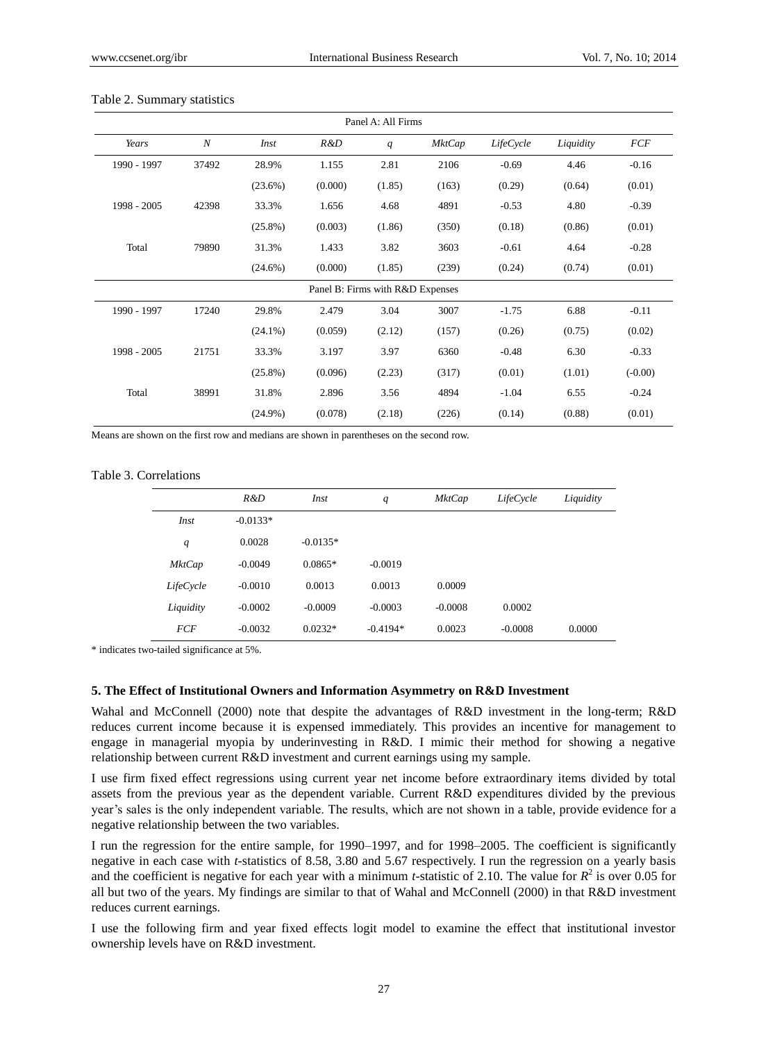Table 2. Summary statistics

| Panel A: All Firms | | | | | | | | |
|---|---|---|---|---|---|---|---|---|
| *Years* | *N* | *Inst* | *R&D* | *q* | *MktCap* | *LifeCycle* | *Liquidity* | *FCF* |
| 1990 - 1997 | 37492 | 28.9% | 1.155 | 2.81 | 2106 | -0.69 | 4.46 | -0.16 |
| | | (23.6%) | (0.000) | (1.85) | (163) | (0.29) | (0.64) | (0.01) |
| 1998 - 2005 | 42398 | 33.3% | 1.656 | 4.68 | 4891 | -0.53 | 4.80 | -0.39 |
| | | (25.8%) | (0.003) | (1.86) | (350) | (0.18) | (0.86) | (0.01) |
| Total | 79890 | 31.3% | 1.433 | 3.82 | 3603 | -0.61 | 4.64 | -0.28 |
| | | (24.6%) | (0.000) | (1.85) | (239) | (0.24) | (0.74) | (0.01) |
| **Panel B: Firms with R&D Expenses** | | | | | | | | |
| 1990 - 1997 | 17240 | 29.8% | 2.479 | 3.04 | 3007 | -1.75 | 6.88 | -0.11 |
| | | (24.1%) | (0.059) | (2.12) | (157) | (0.26) | (0.75) | (0.02) |
| 1998 - 2005 | 21751 | 33.3% | 3.197 | 3.97 | 6360 | -0.48 | 6.30 | -0.33 |
| | | (25.8%) | (0.096) | (2.23) | (317) | (0.01) | (1.01) | (-0.00) |
| Total | 38991 | 31.8% | 2.896 | 3.56 | 4894 | -1.04 | 6.55 | -0.24 |
| | | (24.9%) | (0.078) | (2.18) | (226) | (0.14) | (0.88) | (0.01) |

Means are shown on the first row and medians are shown in parentheses on the second row.

Table 3. Correlations

| | *R&D* | *Inst* | *q* | *MktCap* | *LifeCycle* | *Liquidity* |
|---|---|---|---|---|---|---|
| *Inst* | -0.0133* | | | | | |
| *q* | 0.0028 | -0.0135* | | | | |
| *MktCap* | -0.0049 | 0.0865* | -0.0019 | | | |
| *LifeCycle* | -0.0010 | 0.0013 | 0.0013 | 0.0009 | | |
| *Liquidity* | -0.0002 | -0.0009 | -0.0003 | -0.0008 | 0.0002 | |
| *FCF* | -0.0032 | 0.0232* | -0.4194* | 0.0023 | -0.0008 | 0.0000 |

* indicates two-tailed significance at 5%.

## 5. The Effect of Institutional Owners and Information Asymmetry on R&D Investment

Wahal and McConnell (2000) note that despite the advantages of R&D investment in the long-term; R&D reduces current income because it is expensed immediately. This provides an incentive for management to engage in managerial myopia by underinvesting in R&D. I mimic their method for showing a negative relationship between current R&D investment and current earnings using my sample.

I use firm fixed effect regressions using current year net income before extraordinary items divided by total assets from the previous year as the dependent variable. Current R&D expenditures divided by the previous year's sales is the only independent variable. The results, which are not shown in a table, provide evidence for a negative relationship between the two variables.

I run the regression for the entire sample, for 1990–1997, and for 1998–2005. The coefficient is significantly negative in each case with *t*-statistics of 8.58, 3.80 and 5.67 respectively. I run the regression on a yearly basis and the coefficient is negative for each year with a minimum *t*-statistic of 2.10. The value for $R^2$ is over 0.05 for all but two of the years. My findings are similar to that of Wahal and McConnell (2000) in that R&D investment reduces current earnings.

I use the following firm and year fixed effects logit model to examine the effect that institutional investor ownership levels have on R&D investment.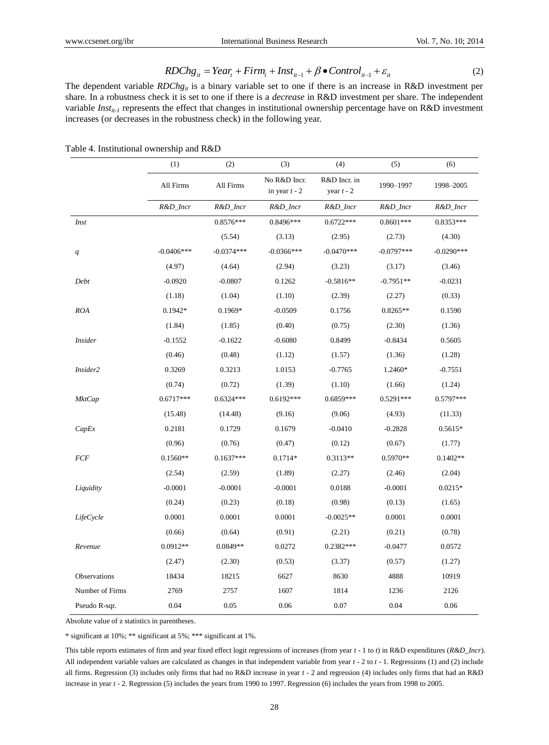$$RDChg_{it} = Year_t + Firm_i + Inst_{it-1} + \beta \bullet Control_{it-1} + \varepsilon_{it} \tag{2}$$

The dependent variable $RDChg_{it}$ is a binary variable set to one if there is an increase in R&D investment per share. In a robustness check it is set to one if there is a *decrease* in R&D investment per share. The independent variable $Inst_{it-1}$ represents the effect that changes in institutional ownership percentage have on R&D investment increases (or decreases in the robustness check) in the following year.

Table 4. Institutional ownership and R&D

| | (1) | (2) | (3) | (4) | (5) | (6) |
|---|---|---|---|---|---|---|
| | All Firms | All Firms | No R&D Incr. in year *t* - 2 | R&D Incr. in year *t* - 2 | 1990–1997 | 1998–2005 |
| | *R&D_Incr* | *R&D_Incr* | *R&D_Incr* | *R&D_Incr* | *R&D_Incr* | *R&D_Incr* |
| *Inst* | | 0.8576*** | 0.8496*** | 0.6722*** | 0.8601*** | 0.8353*** |
| | | (5.54) | (3.13) | (2.95) | (2.73) | (4.30) |
| *q* | -0.0406*** | -0.0374*** | -0.0366*** | -0.0470*** | -0.0797*** | -0.0290*** |
| | (4.97) | (4.64) | (2.94) | (3.23) | (3.17) | (3.46) |
| *Debt* | -0.0920 | -0.0807 | 0.1262 | -0.5816** | -0.7951** | -0.0231 |
| | (1.18) | (1.04) | (1.10) | (2.39) | (2.27) | (0.33) |
| *ROA* | 0.1942* | 0.1969* | -0.0509 | 0.1756 | 0.8265** | 0.1590 |
| | (1.84) | (1.85) | (0.40) | (0.75) | (2.30) | (1.36) |
| *Insider* | -0.1552 | -0.1622 | -0.6080 | 0.8499 | -0.8434 | 0.5605 |
| | (0.46) | (0.48) | (1.12) | (1.57) | (1.36) | (1.28) |
| *Insider2* | 0.3269 | 0.3213 | 1.0153 | -0.7765 | 1.2460* | -0.7551 |
| | (0.74) | (0.72) | (1.39) | (1.10) | (1.66) | (1.24) |
| *MktCap* | 0.6717*** | 0.6324*** | 0.6192*** | 0.6859*** | 0.5291*** | 0.5797*** |
| | (15.48) | (14.48) | (9.16) | (9.06) | (4.93) | (11.33) |
| *CapEx* | 0.2181 | 0.1729 | 0.1679 | -0.0410 | -0.2828 | 0.5615* |
| | (0.96) | (0.76) | (0.47) | (0.12) | (0.67) | (1.77) |
| *FCF* | 0.1560** | 0.1637*** | 0.1714* | 0.3113** | 0.5970** | 0.1402** |
| | (2.54) | (2.59) | (1.89) | (2.27) | (2.46) | (2.04) |
| *Liquidity* | -0.0001 | -0.0001 | -0.0001 | 0.0188 | -0.0001 | 0.0215* |
| | (0.24) | (0.23) | (0.18) | (0.98) | (0.13) | (1.65) |
| *LifeCycle* | 0.0001 | 0.0001 | 0.0001 | -0.0025** | 0.0001 | 0.0001 |
| | (0.66) | (0.64) | (0.91) | (2.21) | (0.21) | (0.78) |
| *Revenue* | 0.0912** | 0.0849** | 0.0272 | 0.2382*** | -0.0477 | 0.0572 |
| | (2.47) | (2.30) | (0.53) | (3.37) | (0.57) | (1.27) |
| Observations | 18434 | 18215 | 6627 | 8630 | 4888 | 10919 |
| Number of Firms | 2769 | 2757 | 1607 | 1814 | 1236 | 2126 |
| Pseudo R-sqr. | 0.04 | 0.05 | 0.06 | 0.07 | 0.04 | 0.06 |

Absolute value of z statistics in parentheses.

* significant at 10%; ** significant at 5%; *** significant at 1%.

This table reports estimates of firm and year fixed effect logit regressions of increases (from year *t* - 1 to *t*) in R&D expenditures (*R&D_Incr*). All independent variable values are calculated as changes in that independent variable from year *t* - 2 to *t* - 1. Regressions (1) and (2) include all firms. Regression (3) includes only firms that had no R&D increase in year *t* - 2 and regression (4) includes only firms that had an R&D increase in year *t* - 2. Regression (5) includes the years from 1990 to 1997. Regression (6) includes the years from 1998 to 2005.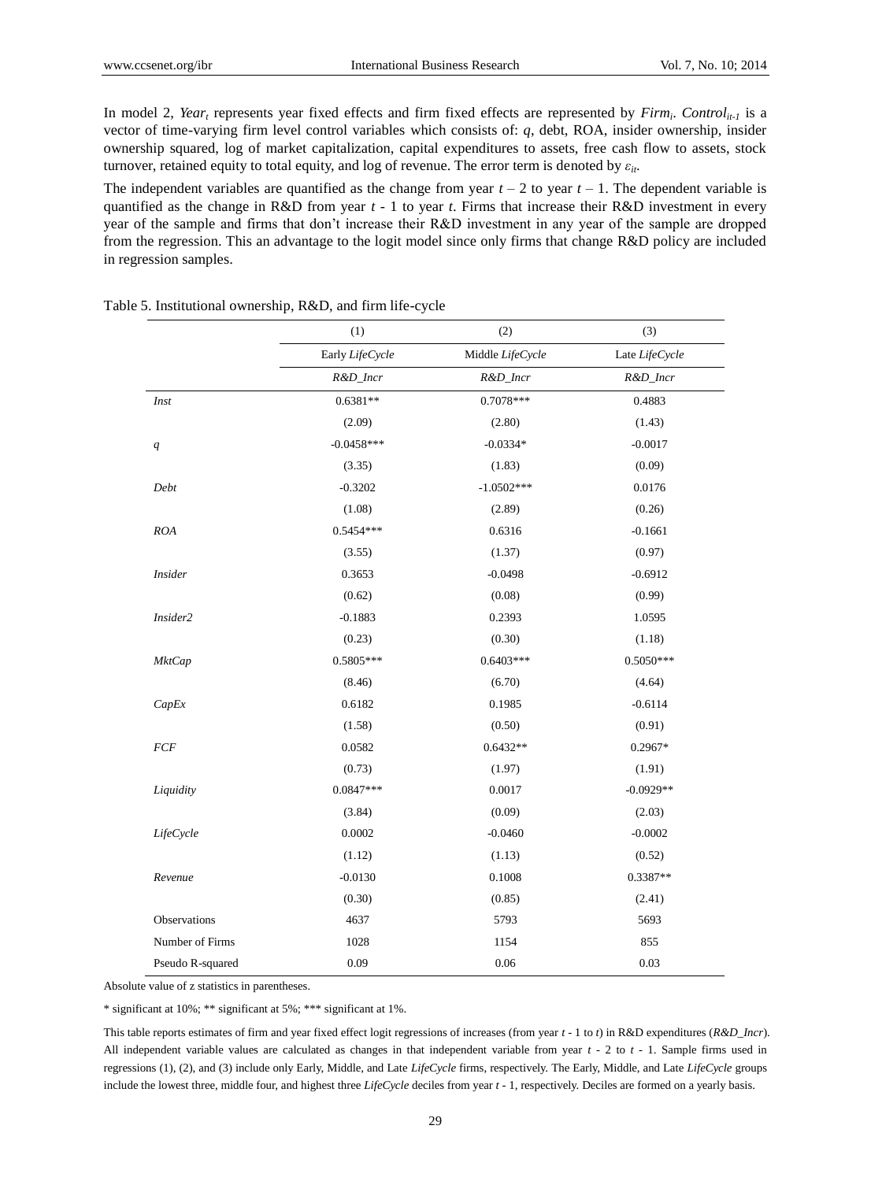In model 2, $Year_t$ represents year fixed effects and firm fixed effects are represented by $Firm_i$. $Control_{it-1}$ is a vector of time-varying firm level control variables which consists of: *q*, debt, ROA, insider ownership, insider ownership squared, log of market capitalization, capital expenditures to assets, free cash flow to assets, stock turnover, retained equity to total equity, and log of revenue. The error term is denoted by $\varepsilon_{it}$.

The independent variables are quantified as the change from year $t-2$ to year $t-1$. The dependent variable is quantified as the change in R&D from year $t$ - 1 to year $t$. Firms that increase their R&D investment in every year of the sample and firms that don't increase their R&D investment in any year of the sample are dropped from the regression. This an advantage to the logit model since only firms that change R&D policy are included in regression samples.

Table 5. Institutional ownership, R&D, and firm life-cycle

| | (1) | (2) | (3) |
|---|---|---|---|
| | Early *LifeCycle* | Middle *LifeCycle* | Late *LifeCycle* |
| | *R&D_Incr* | *R&D_Incr* | *R&D_Incr* |
| *Inst* | 0.6381** | 0.7078*** | 0.4883 |
| | (2.09) | (2.80) | (1.43) |
| *q* | -0.0458*** | -0.0334* | -0.0017 |
| | (3.35) | (1.83) | (0.09) |
| *Debt* | -0.3202 | -1.0502*** | 0.0176 |
| | (1.08) | (2.89) | (0.26) |
| *ROA* | 0.5454*** | 0.6316 | -0.1661 |
| | (3.55) | (1.37) | (0.97) |
| *Insider* | 0.3653 | -0.0498 | -0.6912 |
| | (0.62) | (0.08) | (0.99) |
| *Insider2* | -0.1883 | 0.2393 | 1.0595 |
| | (0.23) | (0.30) | (1.18) |
| *MktCap* | 0.5805*** | 0.6403*** | 0.5050*** |
| | (8.46) | (6.70) | (4.64) |
| *CapEx* | 0.6182 | 0.1985 | -0.6114 |
| | (1.58) | (0.50) | (0.91) |
| *FCF* | 0.0582 | 0.6432** | 0.2967* |
| | (0.73) | (1.97) | (1.91) |
| *Liquidity* | 0.0847*** | 0.0017 | -0.0929** |
| | (3.84) | (0.09) | (2.03) |
| *LifeCycle* | 0.0002 | -0.0460 | -0.0002 |
| | (1.12) | (1.13) | (0.52) |
| *Revenue* | -0.0130 | 0.1008 | 0.3387** |
| | (0.30) | (0.85) | (2.41) |
| Observations | 4637 | 5793 | 5693 |
| Number of Firms | 1028 | 1154 | 855 |
| Pseudo R-squared | 0.09 | 0.06 | 0.03 |

Absolute value of z statistics in parentheses.

\* significant at 10%; ** significant at 5%; *** significant at 1%.

This table reports estimates of firm and year fixed effect logit regressions of increases (from year $t$ - 1 to $t$) in R&D expenditures (*R&D_Incr*). All independent variable values are calculated as changes in that independent variable from year $t$ - 2 to $t$ - 1. Sample firms used in regressions (1), (2), and (3) include only Early, Middle, and Late *LifeCycle* firms, respectively. The Early, Middle, and Late *LifeCycle* groups include the lowest three, middle four, and highest three *LifeCycle* deciles from year $t$ - 1, respectively. Deciles are formed on a yearly basis.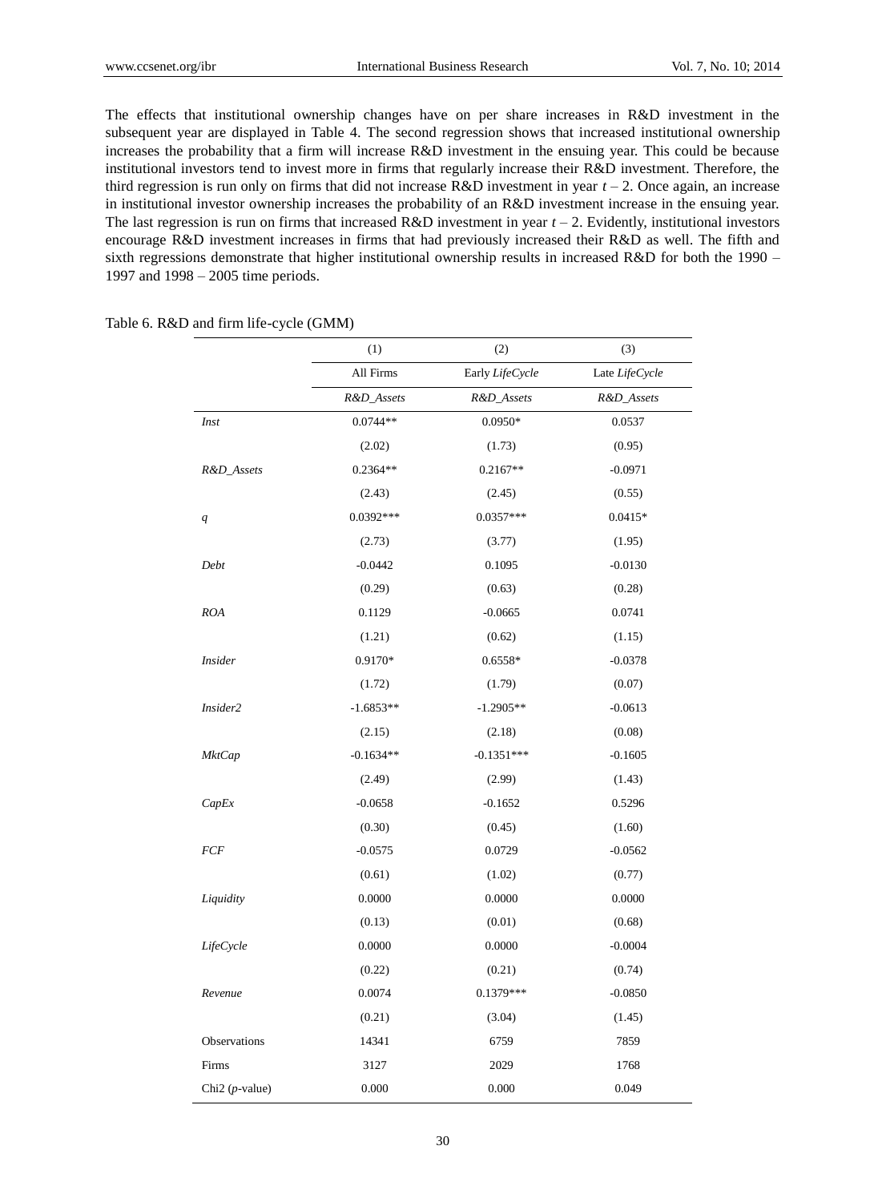The effects that institutional ownership changes have on per share increases in R&D investment in the subsequent year are displayed in Table 4. The second regression shows that increased institutional ownership increases the probability that a firm will increase R&D investment in the ensuing year. This could be because institutional investors tend to invest more in firms that regularly increase their R&D investment. Therefore, the third regression is run only on firms that did not increase R&D investment in year $t - 2$. Once again, an increase in institutional investor ownership increases the probability of an R&D investment increase in the ensuing year. The last regression is run on firms that increased R&D investment in year $t - 2$. Evidently, institutional investors encourage R&D investment increases in firms that had previously increased their R&D as well. The fifth and sixth regressions demonstrate that higher institutional ownership results in increased R&D for both the 1990 – 1997 and 1998 – 2005 time periods.

Table 6. R&D and firm life-cycle (GMM)

| | (1) | (2) | (3) |
|---|---|---|---|
| | All Firms | Early *LifeCycle* | Late *LifeCycle* |
| | *R&D_Assets* | *R&D_Assets* | *R&D_Assets* |
| *Inst* | 0.0744** | 0.0950* | 0.0537 |
| | (2.02) | (1.73) | (0.95) |
| *R&D_Assets* | 0.2364** | 0.2167** | -0.0971 |
| | (2.43) | (2.45) | (0.55) |
| *q* | 0.0392*** | 0.0357*** | 0.0415* |
| | (2.73) | (3.77) | (1.95) |
| *Debt* | -0.0442 | 0.1095 | -0.0130 |
| | (0.29) | (0.63) | (0.28) |
| *ROA* | 0.1129 | -0.0665 | 0.0741 |
| | (1.21) | (0.62) | (1.15) |
| *Insider* | 0.9170* | 0.6558* | -0.0378 |
| | (1.72) | (1.79) | (0.07) |
| *Insider2* | -1.6853** | -1.2905** | -0.0613 |
| | (2.15) | (2.18) | (0.08) |
| *MktCap* | -0.1634** | -0.1351*** | -0.1605 |
| | (2.49) | (2.99) | (1.43) |
| *CapEx* | -0.0658 | -0.1652 | 0.5296 |
| | (0.30) | (0.45) | (1.60) |
| *FCF* | -0.0575 | 0.0729 | -0.0562 |
| | (0.61) | (1.02) | (0.77) |
| *Liquidity* | 0.0000 | 0.0000 | 0.0000 |
| | (0.13) | (0.01) | (0.68) |
| *LifeCycle* | 0.0000 | 0.0000 | -0.0004 |
| | (0.22) | (0.21) | (0.74) |
| *Revenue* | 0.0074 | 0.1379*** | -0.0850 |
| | (0.21) | (3.04) | (1.45) |
| Observations | 14341 | 6759 | 7859 |
| Firms | 3127 | 2029 | 1768 |
| Chi2 (*p*-value) | 0.000 | 0.000 | 0.049 |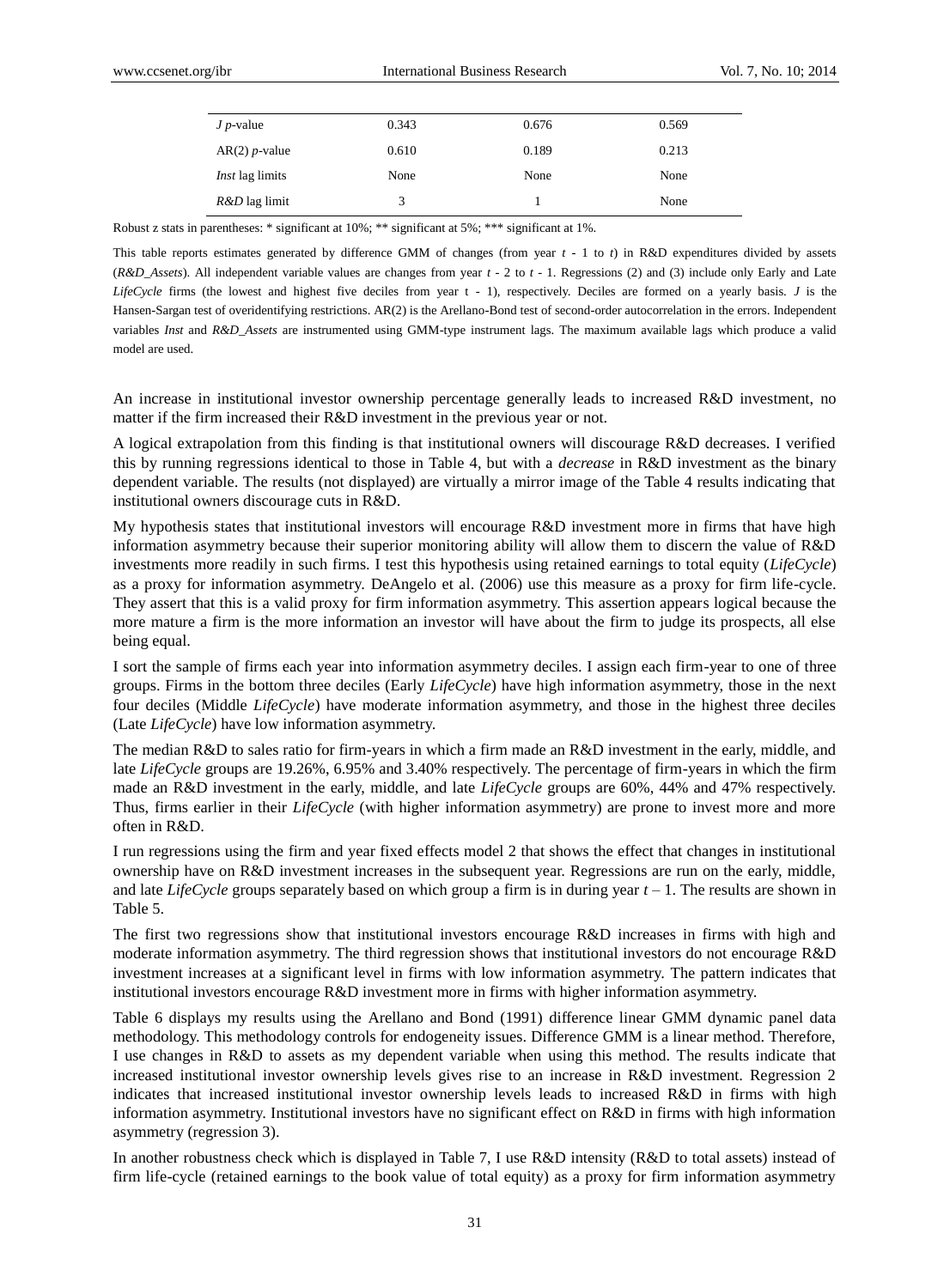| | | | |
|---|---|---|---|
| *J p*-value | 0.343 | 0.676 | 0.569 |
| AR(2) *p*-value | 0.610 | 0.189 | 0.213 |
| *Inst* lag limits | None | None | None |
| *R&D* lag limit | 3 | 1 | None |

Robust z stats in parentheses: * significant at 10%; ** significant at 5%; *** significant at 1%.

This table reports estimates generated by difference GMM of changes (from year $t$ - 1 to $t$) in R&D expenditures divided by assets (*R&D_Assets*). All independent variable values are changes from year $t$ - 2 to $t$ - 1. Regressions (2) and (3) include only Early and Late *LifeCycle* firms (the lowest and highest five deciles from year t - 1), respectively. Deciles are formed on a yearly basis. *J* is the Hansen-Sargan test of overidentifying restrictions. AR(2) is the Arellano-Bond test of second-order autocorrelation in the errors. Independent variables *Inst* and *R&D_Assets* are instrumented using GMM-type instrument lags. The maximum available lags which produce a valid model are used.

An increase in institutional investor ownership percentage generally leads to increased R&D investment, no matter if the firm increased their R&D investment in the previous year or not.

A logical extrapolation from this finding is that institutional owners will discourage R&D decreases. I verified this by running regressions identical to those in Table 4, but with a *decrease* in R&D investment as the binary dependent variable. The results (not displayed) are virtually a mirror image of the Table 4 results indicating that institutional owners discourage cuts in R&D.

My hypothesis states that institutional investors will encourage R&D investment more in firms that have high information asymmetry because their superior monitoring ability will allow them to discern the value of R&D investments more readily in such firms. I test this hypothesis using retained earnings to total equity (*LifeCycle*) as a proxy for information asymmetry. DeAngelo et al. (2006) use this measure as a proxy for firm life-cycle. They assert that this is a valid proxy for firm information asymmetry. This assertion appears logical because the more mature a firm is the more information an investor will have about the firm to judge its prospects, all else being equal.

I sort the sample of firms each year into information asymmetry deciles. I assign each firm-year to one of three groups. Firms in the bottom three deciles (Early *LifeCycle*) have high information asymmetry, those in the next four deciles (Middle *LifeCycle*) have moderate information asymmetry, and those in the highest three deciles (Late *LifeCycle*) have low information asymmetry.

The median R&D to sales ratio for firm-years in which a firm made an R&D investment in the early, middle, and late *LifeCycle* groups are 19.26%, 6.95% and 3.40% respectively. The percentage of firm-years in which the firm made an R&D investment in the early, middle, and late *LifeCycle* groups are 60%, 44% and 47% respectively. Thus, firms earlier in their *LifeCycle* (with higher information asymmetry) are prone to invest more and more often in R&D.

I run regressions using the firm and year fixed effects model 2 that shows the effect that changes in institutional ownership have on R&D investment increases in the subsequent year. Regressions are run on the early, middle, and late *LifeCycle* groups separately based on which group a firm is in during year $t – 1$. The results are shown in Table 5.

The first two regressions show that institutional investors encourage R&D increases in firms with high and moderate information asymmetry. The third regression shows that institutional investors do not encourage R&D investment increases at a significant level in firms with low information asymmetry. The pattern indicates that institutional investors encourage R&D investment more in firms with higher information asymmetry.

Table 6 displays my results using the Arellano and Bond (1991) difference linear GMM dynamic panel data methodology. This methodology controls for endogeneity issues. Difference GMM is a linear method. Therefore, I use changes in R&D to assets as my dependent variable when using this method. The results indicate that increased institutional investor ownership levels gives rise to an increase in R&D investment. Regression 2 indicates that increased institutional investor ownership levels leads to increased R&D in firms with high information asymmetry. Institutional investors have no significant effect on R&D in firms with high information asymmetry (regression 3).

In another robustness check which is displayed in Table 7, I use R&D intensity (R&D to total assets) instead of firm life-cycle (retained earnings to the book value of total equity) as a proxy for firm information asymmetry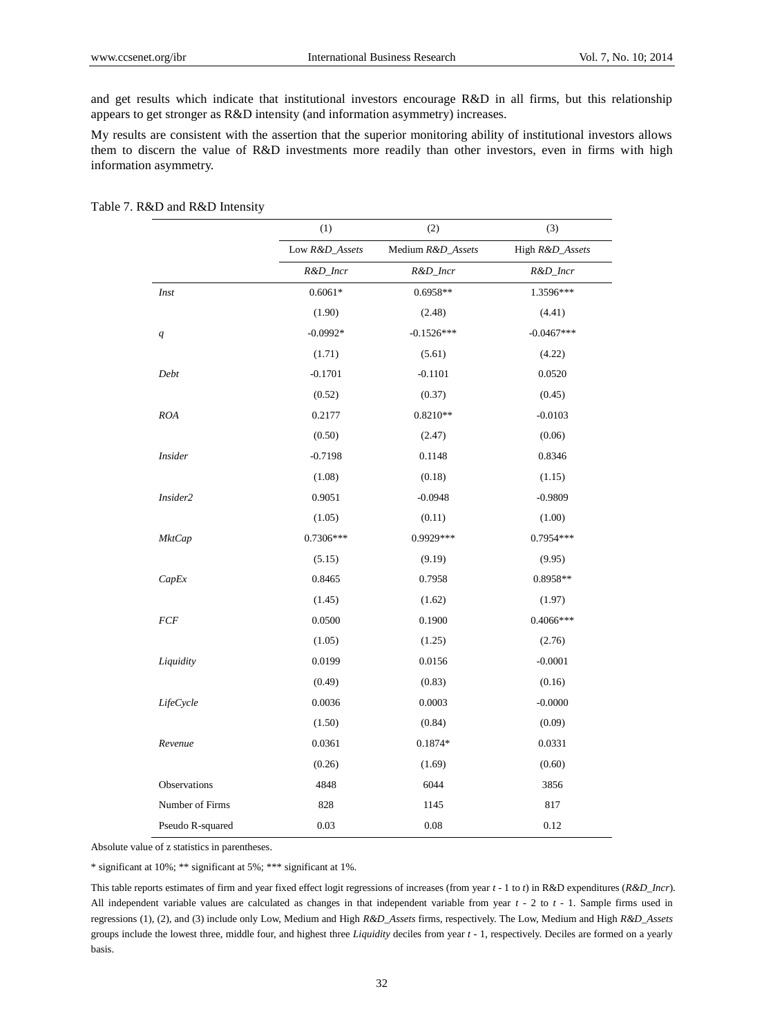and get results which indicate that institutional investors encourage R&D in all firms, but this relationship appears to get stronger as R&D intensity (and information asymmetry) increases.

My results are consistent with the assertion that the superior monitoring ability of institutional investors allows them to discern the value of R&D investments more readily than other investors, even in firms with high information asymmetry.

Table 7. R&D and R&D Intensity

| | (1) | (2) | (3) |
|---|---|---|---|
| | Low *R&D_Assets* | Medium *R&D_Assets* | High *R&D_Assets* |
| | *R&D_Incr* | *R&D_Incr* | *R&D_Incr* |
| *Inst* | 0.6061* | 0.6958** | 1.3596*** |
| | (1.90) | (2.48) | (4.41) |
| *q* | -0.0992* | -0.1526*** | -0.0467*** |
| | (1.71) | (5.61) | (4.22) |
| *Debt* | -0.1701 | -0.1101 | 0.0520 |
| | (0.52) | (0.37) | (0.45) |
| *ROA* | 0.2177 | 0.8210** | -0.0103 |
| | (0.50) | (2.47) | (0.06) |
| *Insider* | -0.7198 | 0.1148 | 0.8346 |
| | (1.08) | (0.18) | (1.15) |
| *Insider2* | 0.9051 | -0.0948 | -0.9809 |
| | (1.05) | (0.11) | (1.00) |
| *MktCap* | 0.7306*** | 0.9929*** | 0.7954*** |
| | (5.15) | (9.19) | (9.95) |
| *CapEx* | 0.8465 | 0.7958 | 0.8958** |
| | (1.45) | (1.62) | (1.97) |
| *FCF* | 0.0500 | 0.1900 | 0.4066*** |
| | (1.05) | (1.25) | (2.76) |
| *Liquidity* | 0.0199 | 0.0156 | -0.0001 |
| | (0.49) | (0.83) | (0.16) |
| *LifeCycle* | 0.0036 | 0.0003 | -0.0000 |
| | (1.50) | (0.84) | (0.09) |
| *Revenue* | 0.0361 | 0.1874* | 0.0331 |
| | (0.26) | (1.69) | (0.60) |
| Observations | 4848 | 6044 | 3856 |
| Number of Firms | 828 | 1145 | 817 |
| Pseudo R-squared | 0.03 | 0.08 | 0.12 |

Absolute value of z statistics in parentheses.

* significant at 10%; ** significant at 5%; *** significant at 1%.

This table reports estimates of firm and year fixed effect logit regressions of increases (from year $t$ - 1 to $t$) in R&D expenditures (*R&D_Incr*). All independent variable values are calculated as changes in that independent variable from year $t$ - 2 to $t$ - 1. Sample firms used in regressions (1), (2), and (3) include only Low, Medium and High *R&D_Assets* firms, respectively. The Low, Medium and High *R&D_Assets* groups include the lowest three, middle four, and highest three *Liquidity* deciles from year $t$ - 1, respectively. Deciles are formed on a yearly basis.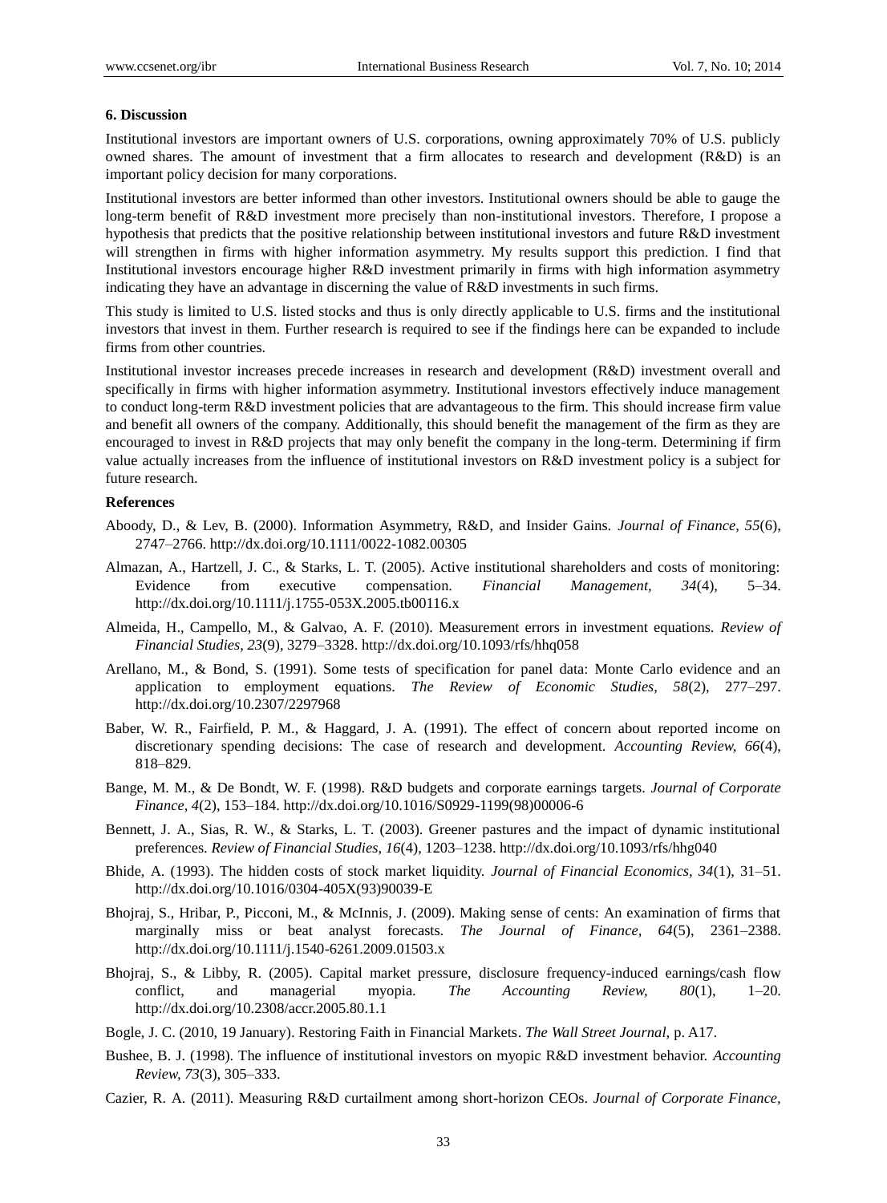## 6. Discussion

Institutional investors are important owners of U.S. corporations, owning approximately 70% of U.S. publicly owned shares. The amount of investment that a firm allocates to research and development (R&D) is an important policy decision for many corporations.

Institutional investors are better informed than other investors. Institutional owners should be able to gauge the long-term benefit of R&D investment more precisely than non-institutional investors. Therefore, I propose a hypothesis that predicts that the positive relationship between institutional investors and future R&D investment will strengthen in firms with higher information asymmetry. My results support this prediction. I find that Institutional investors encourage higher R&D investment primarily in firms with high information asymmetry indicating they have an advantage in discerning the value of R&D investments in such firms.

This study is limited to U.S. listed stocks and thus is only directly applicable to U.S. firms and the institutional investors that invest in them. Further research is required to see if the findings here can be expanded to include firms from other countries.

Institutional investor increases precede increases in research and development (R&D) investment overall and specifically in firms with higher information asymmetry. Institutional investors effectively induce management to conduct long-term R&D investment policies that are advantageous to the firm. This should increase firm value and benefit all owners of the company. Additionally, this should benefit the management of the firm as they are encouraged to invest in R&D projects that may only benefit the company in the long-term. Determining if firm value actually increases from the influence of institutional investors on R&D investment policy is a subject for future research.

## References

Aboody, D., & Lev, B. (2000). Information Asymmetry, R&D, and Insider Gains. *Journal of Finance, 55*(6), 2747–2766. http://dx.doi.org/10.1111/0022-1082.00305

Almazan, A., Hartzell, J. C., & Starks, L. T. (2005). Active institutional shareholders and costs of monitoring: Evidence from executive compensation. *Financial Management, 34*(4), 5–34. http://dx.doi.org/10.1111/j.1755-053X.2005.tb00116.x

Almeida, H., Campello, M., & Galvao, A. F. (2010). Measurement errors in investment equations. *Review of Financial Studies, 23*(9), 3279–3328. http://dx.doi.org/10.1093/rfs/hhq058

Arellano, M., & Bond, S. (1991). Some tests of specification for panel data: Monte Carlo evidence and an application to employment equations. *The Review of Economic Studies, 58*(2), 277–297. http://dx.doi.org/10.2307/2297968

Baber, W. R., Fairfield, P. M., & Haggard, J. A. (1991). The effect of concern about reported income on discretionary spending decisions: The case of research and development. *Accounting Review, 66*(4), 818–829.

Bange, M. M., & De Bondt, W. F. (1998). R&D budgets and corporate earnings targets. *Journal of Corporate Finance, 4*(2), 153–184. http://dx.doi.org/10.1016/S0929-1199(98)00006-6

Bennett, J. A., Sias, R. W., & Starks, L. T. (2003). Greener pastures and the impact of dynamic institutional preferences. *Review of Financial Studies, 16*(4), 1203–1238. http://dx.doi.org/10.1093/rfs/hhg040

Bhide, A. (1993). The hidden costs of stock market liquidity. *Journal of Financial Economics, 34*(1), 31–51. http://dx.doi.org/10.1016/0304-405X(93)90039-E

Bhojraj, S., Hribar, P., Picconi, M., & McInnis, J. (2009). Making sense of cents: An examination of firms that marginally miss or beat analyst forecasts. *The Journal of Finance, 64*(5), 2361–2388. http://dx.doi.org/10.1111/j.1540-6261.2009.01503.x

Bhojraj, S., & Libby, R. (2005). Capital market pressure, disclosure frequency-induced earnings/cash flow conflict, and managerial myopia. *The Accounting Review, 80*(1), 1–20. http://dx.doi.org/10.2308/accr.2005.80.1.1

Bogle, J. C. (2010, 19 January). Restoring Faith in Financial Markets. *The Wall Street Journal,* p. A17.

Bushee, B. J. (1998). The influence of institutional investors on myopic R&D investment behavior. *Accounting Review, 73*(3), 305–333.

Cazier, R. A. (2011). Measuring R&D curtailment among short-horizon CEOs. *Journal of Corporate Finance,*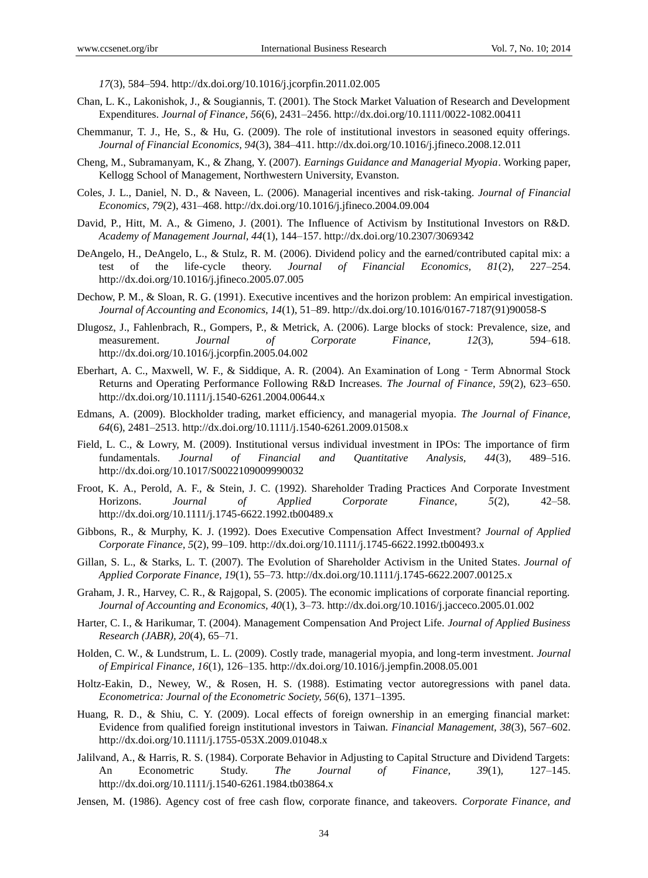*17*(3), 584–594. http://dx.doi.org/10.1016/j.jcorpfin.2011.02.005

Chan, L. K., Lakonishok, J., & Sougiannis, T. (2001). The Stock Market Valuation of Research and Development Expenditures. *Journal of Finance, 56*(6), 2431–2456. http://dx.doi.org/10.1111/0022-1082.00411

Chemmanur, T. J., He, S., & Hu, G. (2009). The role of institutional investors in seasoned equity offerings. *Journal of Financial Economics, 94*(3), 384–411. http://dx.doi.org/10.1016/j.jfineco.2008.12.011

Cheng, M., Subramanyam, K., & Zhang, Y. (2007). *Earnings Guidance and Managerial Myopia*. Working paper, Kellogg School of Management, Northwestern University, Evanston.

Coles, J. L., Daniel, N. D., & Naveen, L. (2006). Managerial incentives and risk-taking. *Journal of Financial Economics, 79*(2), 431–468. http://dx.doi.org/10.1016/j.jfineco.2004.09.004

David, P., Hitt, M. A., & Gimeno, J. (2001). The Influence of Activism by Institutional Investors on R&D. *Academy of Management Journal, 44*(1), 144–157. http://dx.doi.org/10.2307/3069342

DeAngelo, H., DeAngelo, L., & Stulz, R. M. (2006). Dividend policy and the earned/contributed capital mix: a test of the life-cycle theory. *Journal of Financial Economics, 81*(2), 227–254. http://dx.doi.org/10.1016/j.jfineco.2005.07.005

Dechow, P. M., & Sloan, R. G. (1991). Executive incentives and the horizon problem: An empirical investigation. *Journal of Accounting and Economics, 14*(1), 51–89. http://dx.doi.org/10.1016/0167-7187(91)90058-S

Dlugosz, J., Fahlenbrach, R., Gompers, P., & Metrick, A. (2006). Large blocks of stock: Prevalence, size, and measurement. *Journal of Corporate Finance, 12*(3), 594–618. http://dx.doi.org/10.1016/j.jcorpfin.2005.04.002

Eberhart, A. C., Maxwell, W. F., & Siddique, A. R. (2004). An Examination of Long‐Term Abnormal Stock Returns and Operating Performance Following R&D Increases. *The Journal of Finance, 59*(2), 623–650. http://dx.doi.org/10.1111/j.1540-6261.2004.00644.x

Edmans, A. (2009). Blockholder trading, market efficiency, and managerial myopia. *The Journal of Finance, 64*(6), 2481–2513. http://dx.doi.org/10.1111/j.1540-6261.2009.01508.x

Field, L. C., & Lowry, M. (2009). Institutional versus individual investment in IPOs: The importance of firm fundamentals. *Journal of Financial and Quantitative Analysis, 44*(3), 489–516. http://dx.doi.org/10.1017/S0022109009990032

Froot, K. A., Perold, A. F., & Stein, J. C. (1992). Shareholder Trading Practices And Corporate Investment Horizons. *Journal of Applied Corporate Finance, 5*(2), 42–58. http://dx.doi.org/10.1111/j.1745-6622.1992.tb00489.x

Gibbons, R., & Murphy, K. J. (1992). Does Executive Compensation Affect Investment? *Journal of Applied Corporate Finance, 5*(2), 99–109. http://dx.doi.org/10.1111/j.1745-6622.1992.tb00493.x

Gillan, S. L., & Starks, L. T. (2007). The Evolution of Shareholder Activism in the United States. *Journal of Applied Corporate Finance, 19*(1), 55–73. http://dx.doi.org/10.1111/j.1745-6622.2007.00125.x

Graham, J. R., Harvey, C. R., & Rajgopal, S. (2005). The economic implications of corporate financial reporting. *Journal of Accounting and Economics, 40*(1), 3–73. http://dx.doi.org/10.1016/j.jacceco.2005.01.002

Harter, C. I., & Harikumar, T. (2004). Management Compensation And Project Life. *Journal of Applied Business Research (JABR), 20*(4), 65–71.

Holden, C. W., & Lundstrum, L. L. (2009). Costly trade, managerial myopia, and long-term investment. *Journal of Empirical Finance, 16*(1), 126–135. http://dx.doi.org/10.1016/j.jempfin.2008.05.001

Holtz-Eakin, D., Newey, W., & Rosen, H. S. (1988). Estimating vector autoregressions with panel data. *Econometrica: Journal of the Econometric Society, 56*(6), 1371–1395.

Huang, R. D., & Shiu, C. Y. (2009). Local effects of foreign ownership in an emerging financial market: Evidence from qualified foreign institutional investors in Taiwan. *Financial Management, 38*(3), 567–602. http://dx.doi.org/10.1111/j.1755-053X.2009.01048.x

Jalilvand, A., & Harris, R. S. (1984). Corporate Behavior in Adjusting to Capital Structure and Dividend Targets: An Econometric Study. *The Journal of Finance, 39*(1), 127–145. http://dx.doi.org/10.1111/j.1540-6261.1984.tb03864.x

Jensen, M. (1986). Agency cost of free cash flow, corporate finance, and takeovers. *Corporate Finance, and*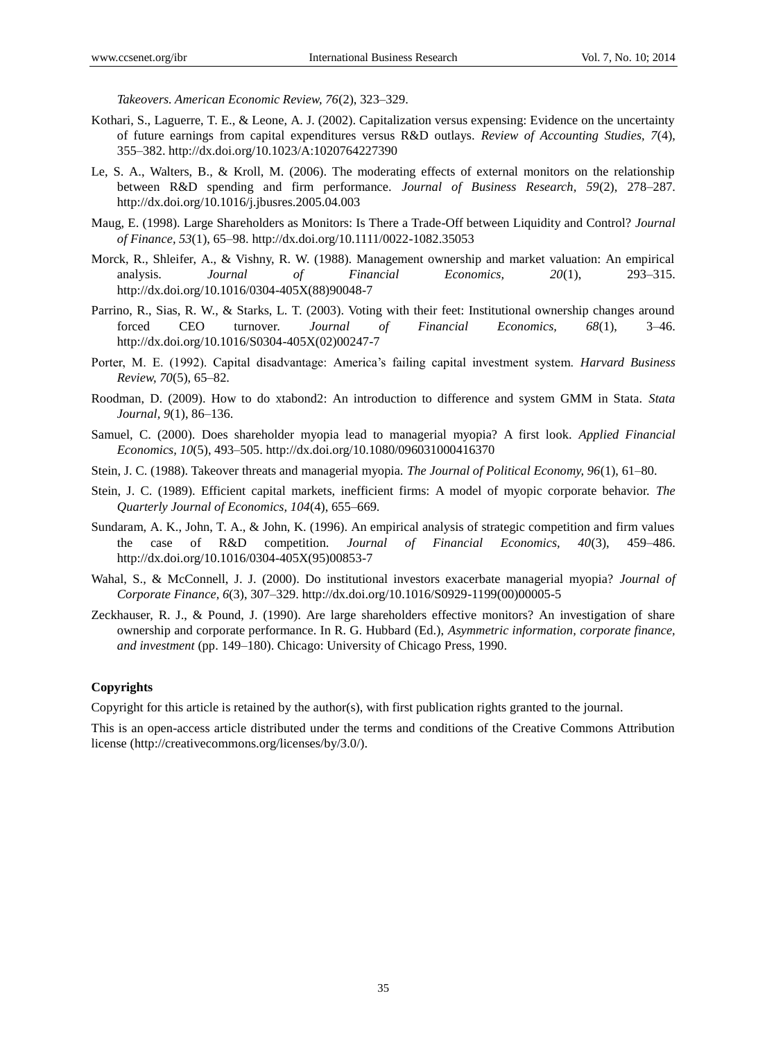*Takeovers. American Economic Review, 76*(2), 323–329.

Kothari, S., Laguerre, T. E., & Leone, A. J. (2002). Capitalization versus expensing: Evidence on the uncertainty of future earnings from capital expenditures versus R&D outlays. *Review of Accounting Studies, 7*(4), 355–382. http://dx.doi.org/10.1023/A:1020764227390

Le, S. A., Walters, B., & Kroll, M. (2006). The moderating effects of external monitors on the relationship between R&D spending and firm performance. *Journal of Business Research, 59*(2), 278–287. http://dx.doi.org/10.1016/j.jbusres.2005.04.003

Maug, E. (1998). Large Shareholders as Monitors: Is There a Trade-Off between Liquidity and Control? *Journal of Finance, 53*(1), 65–98. http://dx.doi.org/10.1111/0022-1082.35053

Morck, R., Shleifer, A., & Vishny, R. W. (1988). Management ownership and market valuation: An empirical analysis. *Journal of Financial Economics, 20*(1), 293–315. http://dx.doi.org/10.1016/0304-405X(88)90048-7

Parrino, R., Sias, R. W., & Starks, L. T. (2003). Voting with their feet: Institutional ownership changes around forced CEO turnover. *Journal of Financial Economics, 68*(1), 3–46. http://dx.doi.org/10.1016/S0304-405X(02)00247-7

Porter, M. E. (1992). Capital disadvantage: America's failing capital investment system. *Harvard Business Review, 70*(5), 65–82.

Roodman, D. (2009). How to do xtabond2: An introduction to difference and system GMM in Stata. *Stata Journal, 9*(1), 86–136.

Samuel, C. (2000). Does shareholder myopia lead to managerial myopia? A first look. *Applied Financial Economics, 10*(5), 493–505. http://dx.doi.org/10.1080/096031000416370

Stein, J. C. (1988). Takeover threats and managerial myopia. *The Journal of Political Economy, 96*(1), 61–80.

Stein, J. C. (1989). Efficient capital markets, inefficient firms: A model of myopic corporate behavior. *The Quarterly Journal of Economics, 104*(4), 655–669.

Sundaram, A. K., John, T. A., & John, K. (1996). An empirical analysis of strategic competition and firm values the case of R&D competition. *Journal of Financial Economics, 40*(3), 459–486. http://dx.doi.org/10.1016/0304-405X(95)00853-7

Wahal, S., & McConnell, J. J. (2000). Do institutional investors exacerbate managerial myopia? *Journal of Corporate Finance, 6*(3), 307–329. http://dx.doi.org/10.1016/S0929-1199(00)00005-5

Zeckhauser, R. J., & Pound, J. (1990). Are large shareholders effective monitors? An investigation of share ownership and corporate performance. In R. G. Hubbard (Ed.), *Asymmetric information, corporate finance, and investment* (pp. 149–180). Chicago: University of Chicago Press, 1990.

### Copyrights

Copyright for this article is retained by the author(s), with first publication rights granted to the journal.

This is an open-access article distributed under the terms and conditions of the Creative Commons Attribution license (http://creativecommons.org/licenses/by/3.0/).